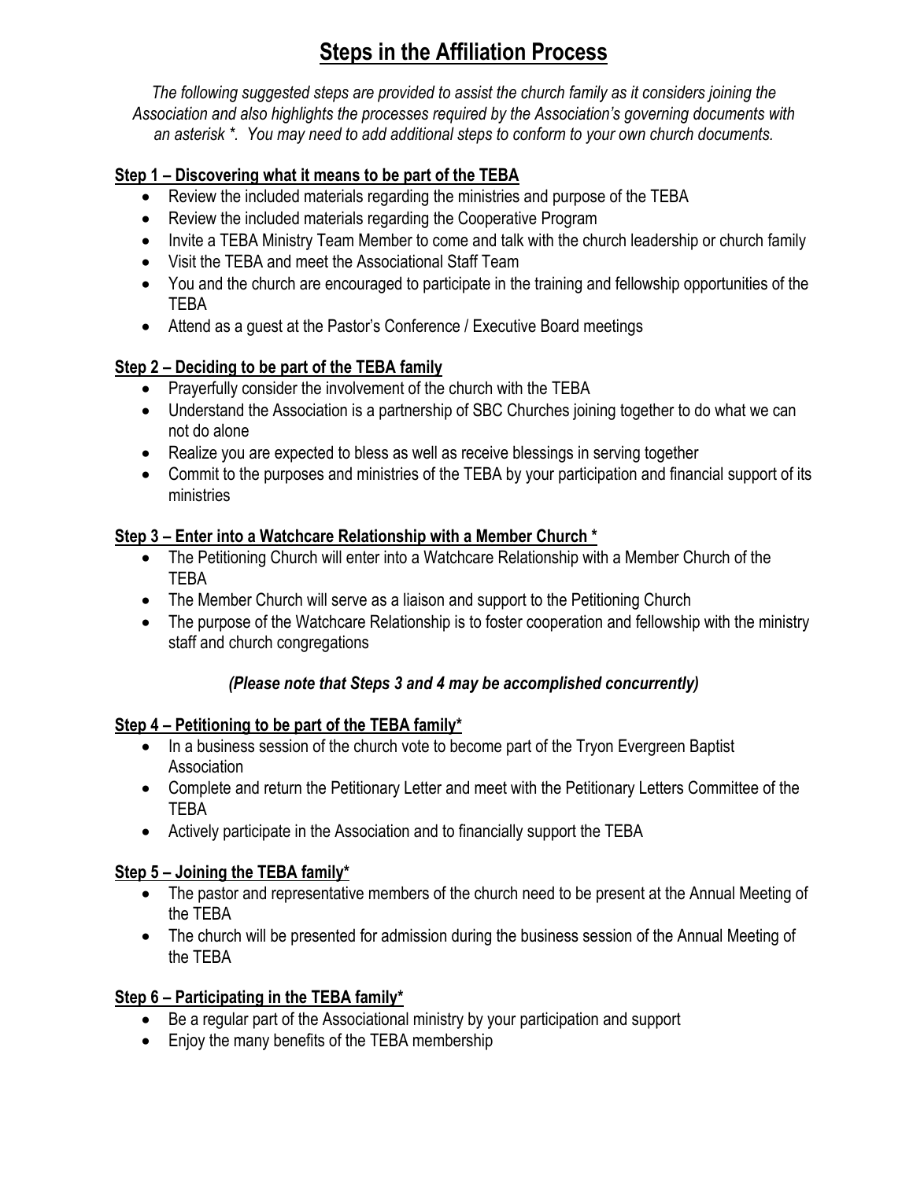# Steps in the Affiliation Process

*The following suggested steps are provided to assist the church family as it considers joining the Association and also highlights the processes required by the Association's governing documents with an asterisk *. You may need to add additional steps to conform to your own church documents.*

## Step 1 – Discovering what it means to be part of the TEBA

- Review the included materials regarding the ministries and purpose of the TEBA
- Review the included materials regarding the Cooperative Program
- Invite a TEBA Ministry Team Member to come and talk with the church leadership or church family
- Visit the TEBA and meet the Associational Staff Team
- You and the church are encouraged to participate in the training and fellowship opportunities of the TEBA
- Attend as a guest at the Pastor's Conference / Executive Board meetings

## Step 2 – Deciding to be part of the TEBA family

- Prayerfully consider the involvement of the church with the TEBA
- Understand the Association is a partnership of SBC Churches joining together to do what we can not do alone
- Realize you are expected to bless as well as receive blessings in serving together
- Commit to the purposes and ministries of the TEBA by your participation and financial support of its ministries

## Step 3 – Enter into a Watchcare Relationship with a Member Church *

- The Petitioning Church will enter into a Watchcare Relationship with a Member Church of the TEBA
- The Member Church will serve as a liaison and support to the Petitioning Church
- The purpose of the Watchcare Relationship is to foster cooperation and fellowship with the ministry staff and church congregations

***(Please note that Steps 3 and 4 may be accomplished concurrently)***

## Step 4 – Petitioning to be part of the TEBA family*

- In a business session of the church vote to become part of the Tryon Evergreen Baptist Association
- Complete and return the Petitionary Letter and meet with the Petitionary Letters Committee of the TEBA
- Actively participate in the Association and to financially support the TEBA

## Step 5 – Joining the TEBA family*

- The pastor and representative members of the church need to be present at the Annual Meeting of the TEBA
- The church will be presented for admission during the business session of the Annual Meeting of the TEBA

## Step 6 – Participating in the TEBA family*

- Be a regular part of the Associational ministry by your participation and support
- Enjoy the many benefits of the TEBA membership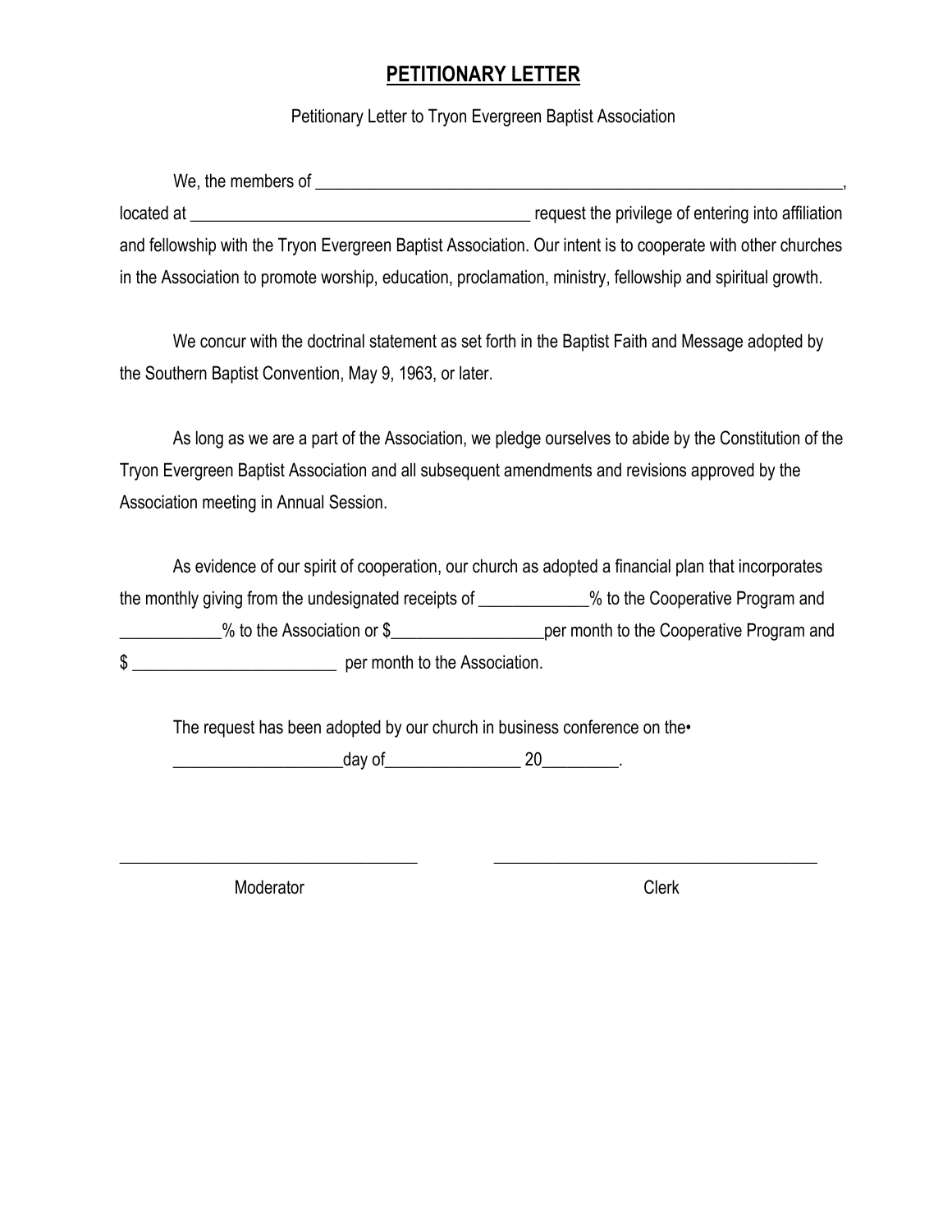# PETITIONARY LETTER

Petitionary Letter to Tryon Evergreen Baptist Association

We, the members of _________________________________________________________________, located at ___________________________________________ request the privilege of entering into affiliation and fellowship with the Tryon Evergreen Baptist Association. Our intent is to cooperate with other churches in the Association to promote worship, education, proclamation, ministry, fellowship and spiritual growth.

We concur with the doctrinal statement as set forth in the Baptist Faith and Message adopted by the Southern Baptist Convention, May 9, 1963, or later.

As long as we are a part of the Association, we pledge ourselves to abide by the Constitution of the Tryon Evergreen Baptist Association and all subsequent amendments and revisions approved by the Association meeting in Annual Session.

As evidence of our spirit of cooperation, our church as adopted a financial plan that incorporates the monthly giving from the undesignated receipts of _____________% to the Cooperative Program and ____________% to the Association or $__________________per month to the Cooperative Program and $ _________________________ per month to the Association.

The request has been adopted by our church in business conference on the•
____________________day of________________ 20_________.

_____________________________________ _________________________________________

Moderator Clerk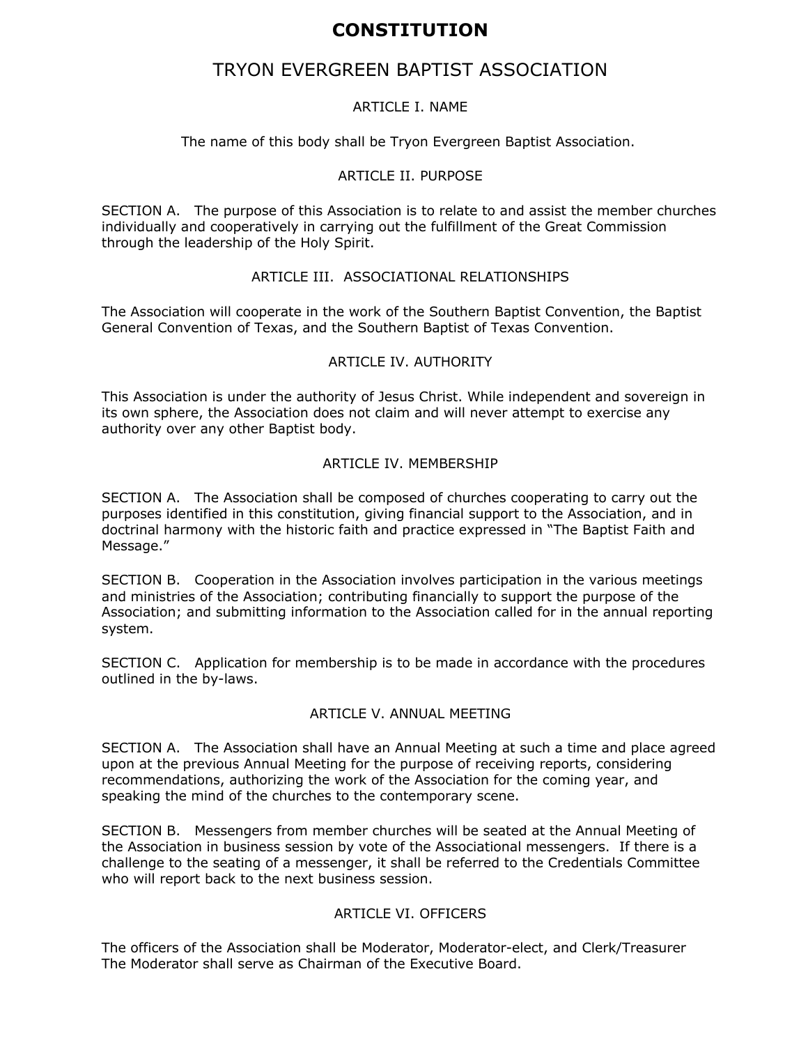# CONSTITUTION

## TRYON EVERGREEN BAPTIST ASSOCIATION

### ARTICLE I. NAME

The name of this body shall be Tryon Evergreen Baptist Association.

### ARTICLE II. PURPOSE

SECTION A. The purpose of this Association is to relate to and assist the member churches individually and cooperatively in carrying out the fulfillment of the Great Commission through the leadership of the Holy Spirit.

### ARTICLE III. ASSOCIATIONAL RELATIONSHIPS

The Association will cooperate in the work of the Southern Baptist Convention, the Baptist General Convention of Texas, and the Southern Baptist of Texas Convention.

### ARTICLE IV. AUTHORITY

This Association is under the authority of Jesus Christ. While independent and sovereign in its own sphere, the Association does not claim and will never attempt to exercise any authority over any other Baptist body.

### ARTICLE IV. MEMBERSHIP

SECTION A. The Association shall be composed of churches cooperating to carry out the purposes identified in this constitution, giving financial support to the Association, and in doctrinal harmony with the historic faith and practice expressed in "The Baptist Faith and Message."

SECTION B. Cooperation in the Association involves participation in the various meetings and ministries of the Association; contributing financially to support the purpose of the Association; and submitting information to the Association called for in the annual reporting system.

SECTION C. Application for membership is to be made in accordance with the procedures outlined in the by-laws.

### ARTICLE V. ANNUAL MEETING

SECTION A. The Association shall have an Annual Meeting at such a time and place agreed upon at the previous Annual Meeting for the purpose of receiving reports, considering recommendations, authorizing the work of the Association for the coming year, and speaking the mind of the churches to the contemporary scene.

SECTION B. Messengers from member churches will be seated at the Annual Meeting of the Association in business session by vote of the Associational messengers. If there is a challenge to the seating of a messenger, it shall be referred to the Credentials Committee who will report back to the next business session.

### ARTICLE VI. OFFICERS

The officers of the Association shall be Moderator, Moderator-elect, and Clerk/Treasurer
The Moderator shall serve as Chairman of the Executive Board.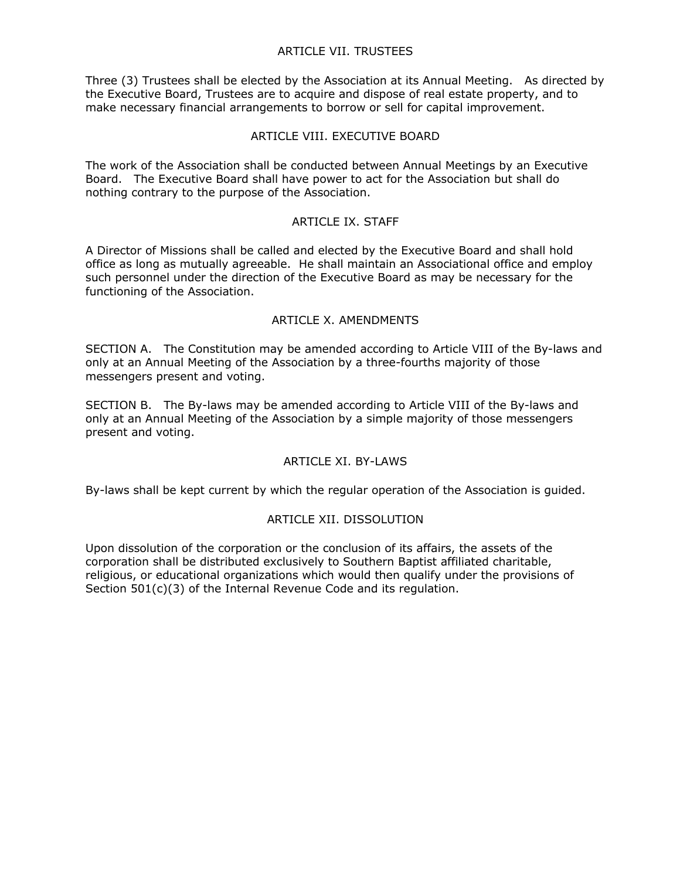## ARTICLE VII. TRUSTEES

Three (3) Trustees shall be elected by the Association at its Annual Meeting. As directed by the Executive Board, Trustees are to acquire and dispose of real estate property, and to make necessary financial arrangements to borrow or sell for capital improvement.

## ARTICLE VIII. EXECUTIVE BOARD

The work of the Association shall be conducted between Annual Meetings by an Executive Board. The Executive Board shall have power to act for the Association but shall do nothing contrary to the purpose of the Association.

## ARTICLE IX. STAFF

A Director of Missions shall be called and elected by the Executive Board and shall hold office as long as mutually agreeable. He shall maintain an Associational office and employ such personnel under the direction of the Executive Board as may be necessary for the functioning of the Association.

## ARTICLE X. AMENDMENTS

SECTION A. The Constitution may be amended according to Article VIII of the By-laws and only at an Annual Meeting of the Association by a three-fourths majority of those messengers present and voting.

SECTION B. The By-laws may be amended according to Article VIII of the By-laws and only at an Annual Meeting of the Association by a simple majority of those messengers present and voting.

## ARTICLE XI. BY-LAWS

By-laws shall be kept current by which the regular operation of the Association is guided.

## ARTICLE XII. DISSOLUTION

Upon dissolution of the corporation or the conclusion of its affairs, the assets of the corporation shall be distributed exclusively to Southern Baptist affiliated charitable, religious, or educational organizations which would then qualify under the provisions of Section 501(c)(3) of the Internal Revenue Code and its regulation.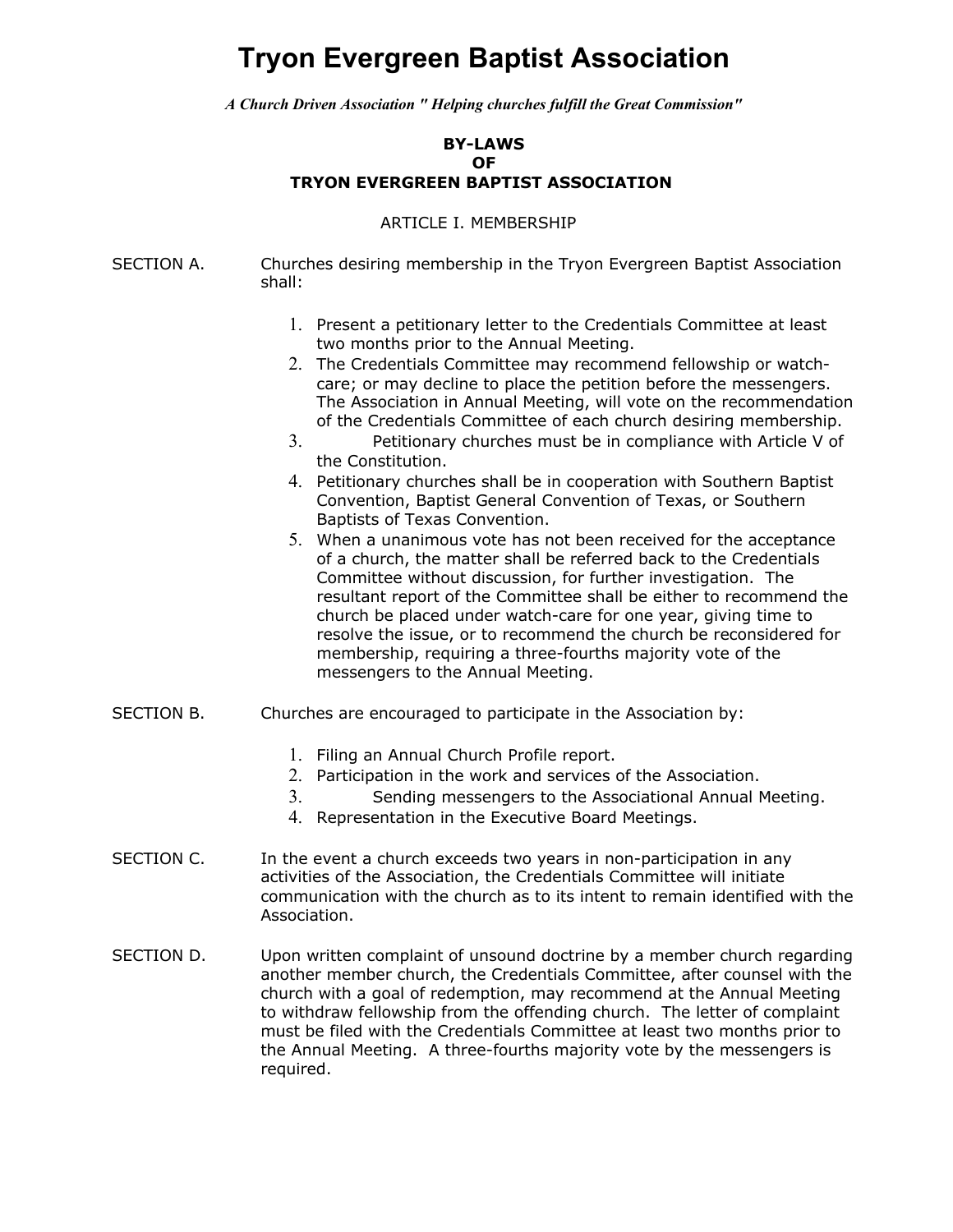# Tryon Evergreen Baptist Association

***A Church Driven Association " Helping churches fulfill the Great Commission"***

**BY-LAWS**
**OF**
**TRYON EVERGREEN BAPTIST ASSOCIATION**

## ARTICLE I. MEMBERSHIP

SECTION A. Churches desiring membership in the Tryon Evergreen Baptist Association shall:

1. Present a petitionary letter to the Credentials Committee at least two months prior to the Annual Meeting.
2. The Credentials Committee may recommend fellowship or watch-care; or may decline to place the petition before the messengers. The Association in Annual Meeting, will vote on the recommendation of the Credentials Committee of each church desiring membership.
3. Petitionary churches must be in compliance with Article V of the Constitution.
4. Petitionary churches shall be in cooperation with Southern Baptist Convention, Baptist General Convention of Texas, or Southern Baptists of Texas Convention.
5. When a unanimous vote has not been received for the acceptance of a church, the matter shall be referred back to the Credentials Committee without discussion, for further investigation. The resultant report of the Committee shall be either to recommend the church be placed under watch-care for one year, giving time to resolve the issue, or to recommend the church be reconsidered for membership, requiring a three-fourths majority vote of the messengers to the Annual Meeting.

SECTION B. Churches are encouraged to participate in the Association by:

1. Filing an Annual Church Profile report.
2. Participation in the work and services of the Association.
3. Sending messengers to the Associational Annual Meeting.
4. Representation in the Executive Board Meetings.

SECTION C. In the event a church exceeds two years in non-participation in any activities of the Association, the Credentials Committee will initiate communication with the church as to its intent to remain identified with the Association.

SECTION D. Upon written complaint of unsound doctrine by a member church regarding another member church, the Credentials Committee, after counsel with the church with a goal of redemption, may recommend at the Annual Meeting to withdraw fellowship from the offending church. The letter of complaint must be filed with the Credentials Committee at least two months prior to the Annual Meeting. A three-fourths majority vote by the messengers is required.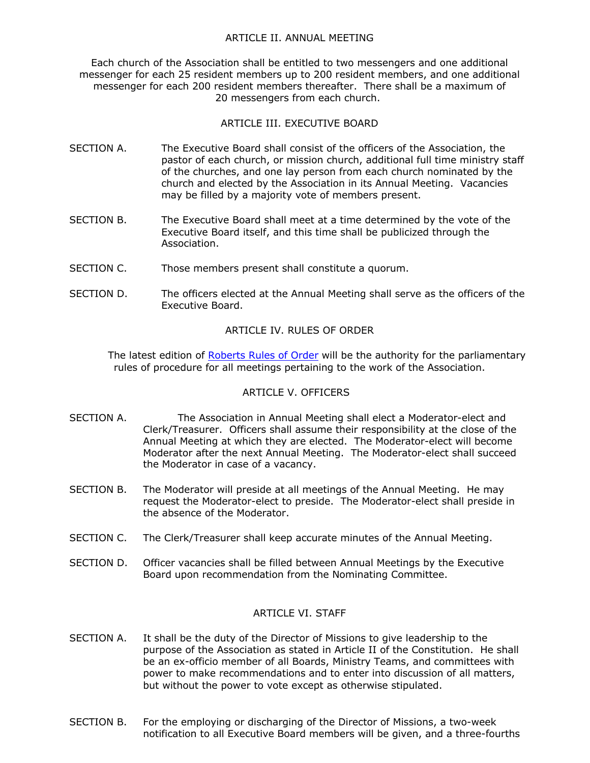## ARTICLE II. ANNUAL MEETING

Each church of the Association shall be entitled to two messengers and one additional messenger for each 25 resident members up to 200 resident members, and one additional messenger for each 200 resident members thereafter. There shall be a maximum of 20 messengers from each church.

## ARTICLE III. EXECUTIVE BOARD

SECTION A. The Executive Board shall consist of the officers of the Association, the pastor of each church, or mission church, additional full time ministry staff of the churches, and one lay person from each church nominated by the church and elected by the Association in its Annual Meeting. Vacancies may be filled by a majority vote of members present.

SECTION B. The Executive Board shall meet at a time determined by the vote of the Executive Board itself, and this time shall be publicized through the Association.

SECTION C. Those members present shall constitute a quorum.

SECTION D. The officers elected at the Annual Meeting shall serve as the officers of the Executive Board.

## ARTICLE IV. RULES OF ORDER

The latest edition of Roberts Rules of Order will be the authority for the parliamentary rules of procedure for all meetings pertaining to the work of the Association.

## ARTICLE V. OFFICERS

SECTION A. The Association in Annual Meeting shall elect a Moderator-elect and Clerk/Treasurer. Officers shall assume their responsibility at the close of the Annual Meeting at which they are elected. The Moderator-elect will become Moderator after the next Annual Meeting. The Moderator-elect shall succeed the Moderator in case of a vacancy.

SECTION B. The Moderator will preside at all meetings of the Annual Meeting. He may request the Moderator-elect to preside. The Moderator-elect shall preside in the absence of the Moderator.

SECTION C. The Clerk/Treasurer shall keep accurate minutes of the Annual Meeting.

SECTION D. Officer vacancies shall be filled between Annual Meetings by the Executive Board upon recommendation from the Nominating Committee.

## ARTICLE VI. STAFF

SECTION A. It shall be the duty of the Director of Missions to give leadership to the purpose of the Association as stated in Article II of the Constitution. He shall be an ex-officio member of all Boards, Ministry Teams, and committees with power to make recommendations and to enter into discussion of all matters, but without the power to vote except as otherwise stipulated.

SECTION B. For the employing or discharging of the Director of Missions, a two-week notification to all Executive Board members will be given, and a three-fourths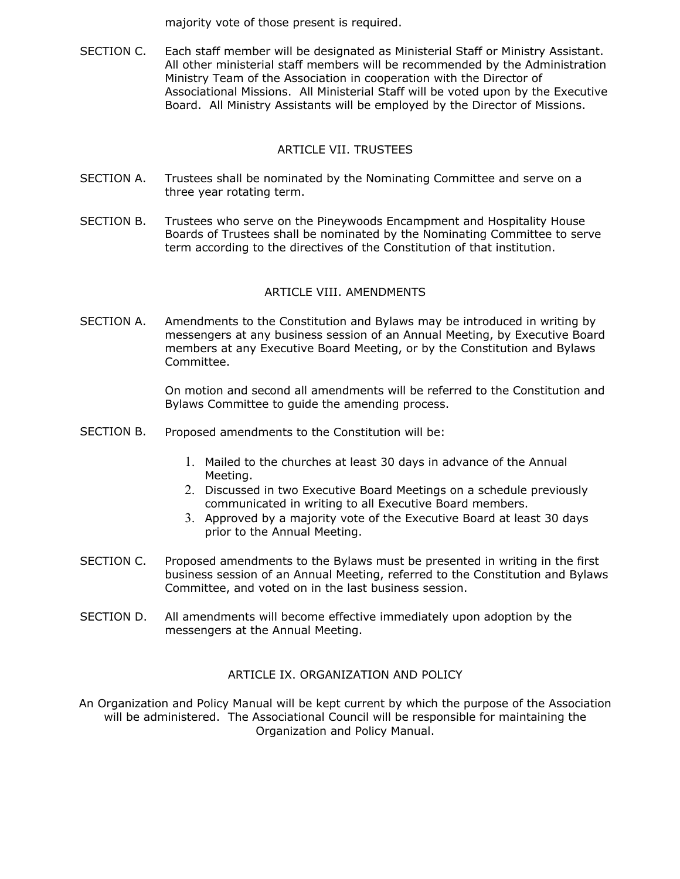majority vote of those present is required.

SECTION C. Each staff member will be designated as Ministerial Staff or Ministry Assistant. All other ministerial staff members will be recommended by the Administration Ministry Team of the Association in cooperation with the Director of Associational Missions. All Ministerial Staff will be voted upon by the Executive Board. All Ministry Assistants will be employed by the Director of Missions.

## ARTICLE VII. TRUSTEES

SECTION A. Trustees shall be nominated by the Nominating Committee and serve on a three year rotating term.

SECTION B. Trustees who serve on the Pineywoods Encampment and Hospitality House Boards of Trustees shall be nominated by the Nominating Committee to serve term according to the directives of the Constitution of that institution.

## ARTICLE VIII. AMENDMENTS

SECTION A. Amendments to the Constitution and Bylaws may be introduced in writing by messengers at any business session of an Annual Meeting, by Executive Board members at any Executive Board Meeting, or by the Constitution and Bylaws Committee.

On motion and second all amendments will be referred to the Constitution and Bylaws Committee to guide the amending process.

SECTION B. Proposed amendments to the Constitution will be:

1. Mailed to the churches at least 30 days in advance of the Annual Meeting.
2. Discussed in two Executive Board Meetings on a schedule previously communicated in writing to all Executive Board members.
3. Approved by a majority vote of the Executive Board at least 30 days prior to the Annual Meeting.

SECTION C. Proposed amendments to the Bylaws must be presented in writing in the first business session of an Annual Meeting, referred to the Constitution and Bylaws Committee, and voted on in the last business session.

SECTION D. All amendments will become effective immediately upon adoption by the messengers at the Annual Meeting.

## ARTICLE IX. ORGANIZATION AND POLICY

An Organization and Policy Manual will be kept current by which the purpose of the Association will be administered. The Associational Council will be responsible for maintaining the Organization and Policy Manual.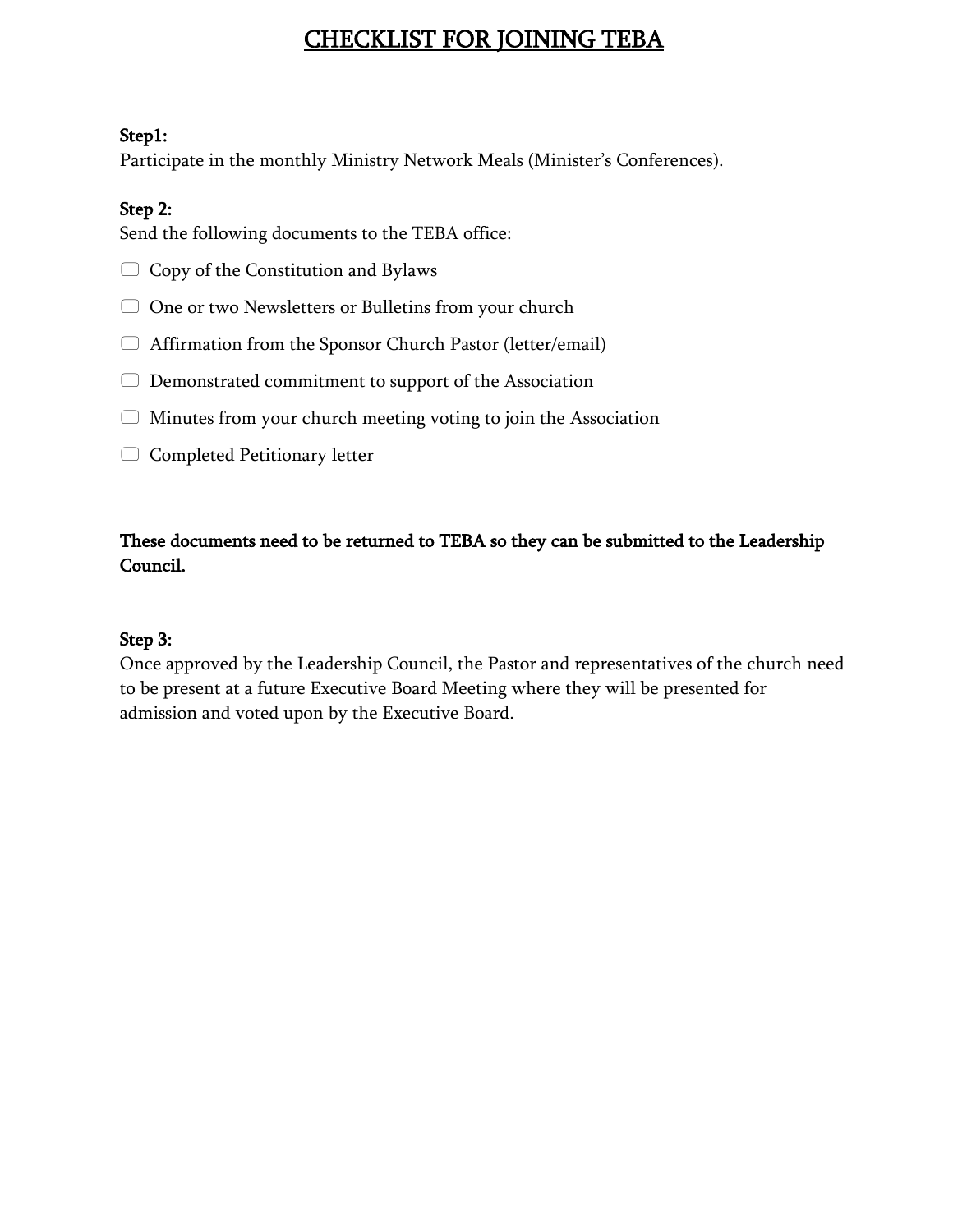# CHECKLIST FOR JOINING TEBA

**Step1:**
Participate in the monthly Ministry Network Meals (Minister's Conferences).

**Step 2:**
Send the following documents to the TEBA office:

- [ ] Copy of the Constitution and Bylaws
- [ ] One or two Newsletters or Bulletins from your church
- [ ] Affirmation from the Sponsor Church Pastor (letter/email)
- [ ] Demonstrated commitment to support of the Association
- [ ] Minutes from your church meeting voting to join the Association
- [ ] Completed Petitionary letter

**These documents need to be returned to TEBA so they can be submitted to the Leadership Council.**

**Step 3:**
Once approved by the Leadership Council, the Pastor and representatives of the church need to be present at a future Executive Board Meeting where they will be presented for admission and voted upon by the Executive Board.